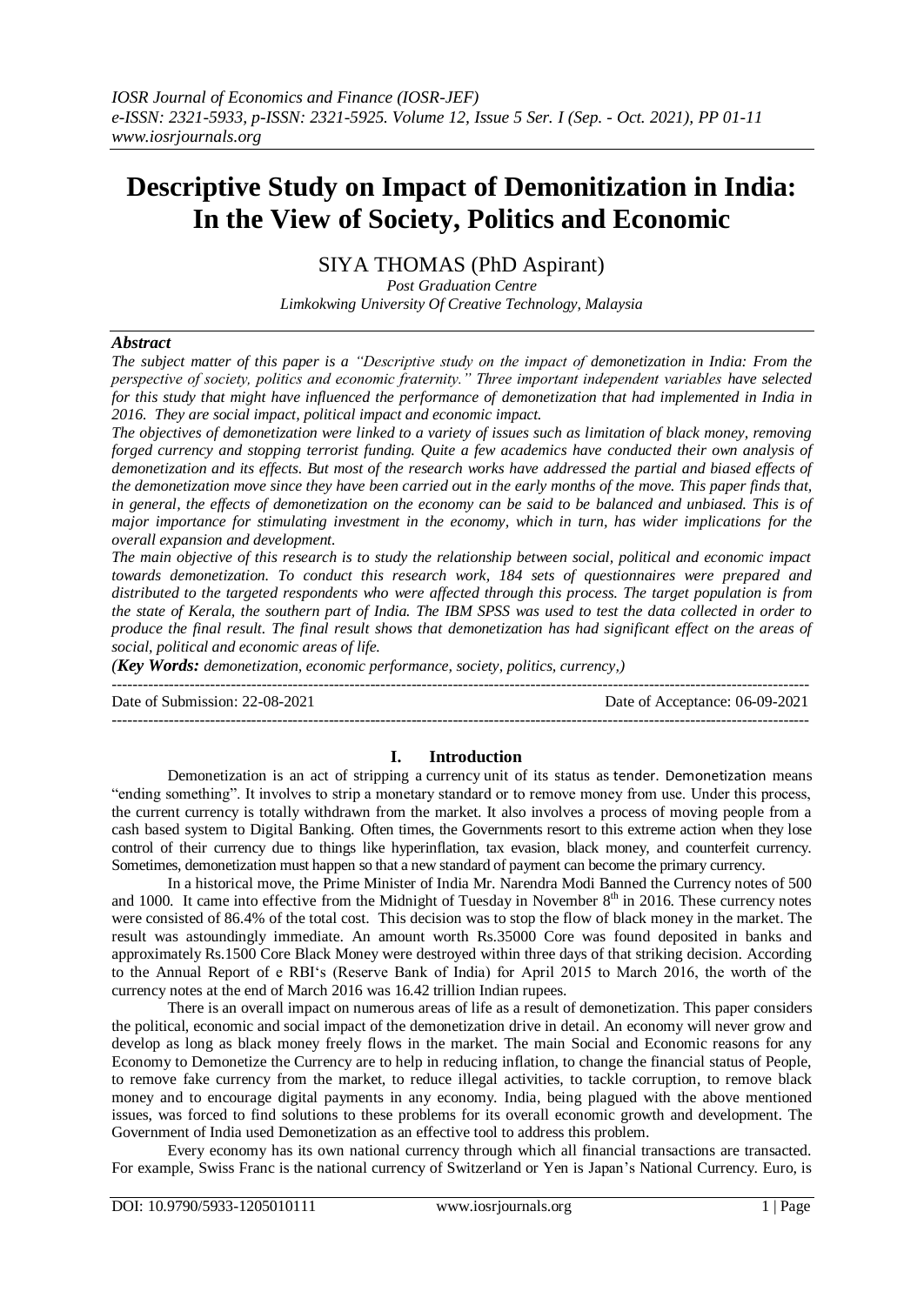# Descriptive Study on Impact of Demonitization in India: In the View of Society, Politics and Economic

SIYA THOMAS (PhD Aspirant)

*Post Graduation Centre*
*Limkokwing University Of Creative Technology, Malaysia*

## *Abstract*

*The subject matter of this paper is a "Descriptive study on the impact of demonetization in India: From the perspective of society, politics and economic fraternity." Three important independent variables have selected for this study that might have influenced the performance of demonetization that had implemented in India in 2016. They are social impact, political impact and economic impact.*

*The objectives of demonetization were linked to a variety of issues such as limitation of black money, removing forged currency and stopping terrorist funding. Quite a few academics have conducted their own analysis of demonetization and its effects. But most of the research works have addressed the partial and biased effects of the demonetization move since they have been carried out in the early months of the move. This paper finds that, in general, the effects of demonetization on the economy can be said to be balanced and unbiased. This is of major importance for stimulating investment in the economy, which in turn, has wider implications for the overall expansion and development.*

*The main objective of this research is to study the relationship between social, political and economic impact towards demonetization. To conduct this research work, 184 sets of questionnaires were prepared and distributed to the targeted respondents who were affected through this process. The target population is from the state of Kerala, the southern part of India. The IBM SPSS was used to test the data collected in order to produce the final result. The final result shows that demonetization has had significant effect on the areas of social, political and economic areas of life.*

***(Key Words:** demonetization, economic performance, society, politics, currency,)*

---

Date of Submission: 22-08-2021 Date of Acceptance: 06-09-2021

---

## I. Introduction

Demonetization is an act of stripping a currency unit of its status as tender. Demonetization means "ending something". It involves to strip a monetary standard or to remove money from use. Under this process, the current currency is totally withdrawn from the market. It also involves a process of moving people from a cash based system to Digital Banking. Often times, the Governments resort to this extreme action when they lose control of their currency due to things like hyperinflation, tax evasion, black money, and counterfeit currency. Sometimes, demonetization must happen so that a new standard of payment can become the primary currency.

In a historical move, the Prime Minister of India Mr. Narendra Modi Banned the Currency notes of 500 and 1000. It came into effective from the Midnight of Tuesday in November 8th in 2016. These currency notes were consisted of 86.4% of the total cost. This decision was to stop the flow of black money in the market. The result was astoundingly immediate. An amount worth Rs.35000 Core was found deposited in banks and approximately Rs.1500 Core Black Money were destroyed within three days of that striking decision. According to the Annual Report of e RBI's (Reserve Bank of India) for April 2015 to March 2016, the worth of the currency notes at the end of March 2016 was 16.42 trillion Indian rupees.

There is an overall impact on numerous areas of life as a result of demonetization. This paper considers the political, economic and social impact of the demonetization drive in detail. An economy will never grow and develop as long as black money freely flows in the market. The main Social and Economic reasons for any Economy to Demonetize the Currency are to help in reducing inflation, to change the financial status of People, to remove fake currency from the market, to reduce illegal activities, to tackle corruption, to remove black money and to encourage digital payments in any economy. India, being plagued with the above mentioned issues, was forced to find solutions to these problems for its overall economic growth and development. The Government of India used Demonetization as an effective tool to address this problem.

Every economy has its own national currency through which all financial transactions are transacted. For example, Swiss Franc is the national currency of Switzerland or Yen is Japan's National Currency. Euro, is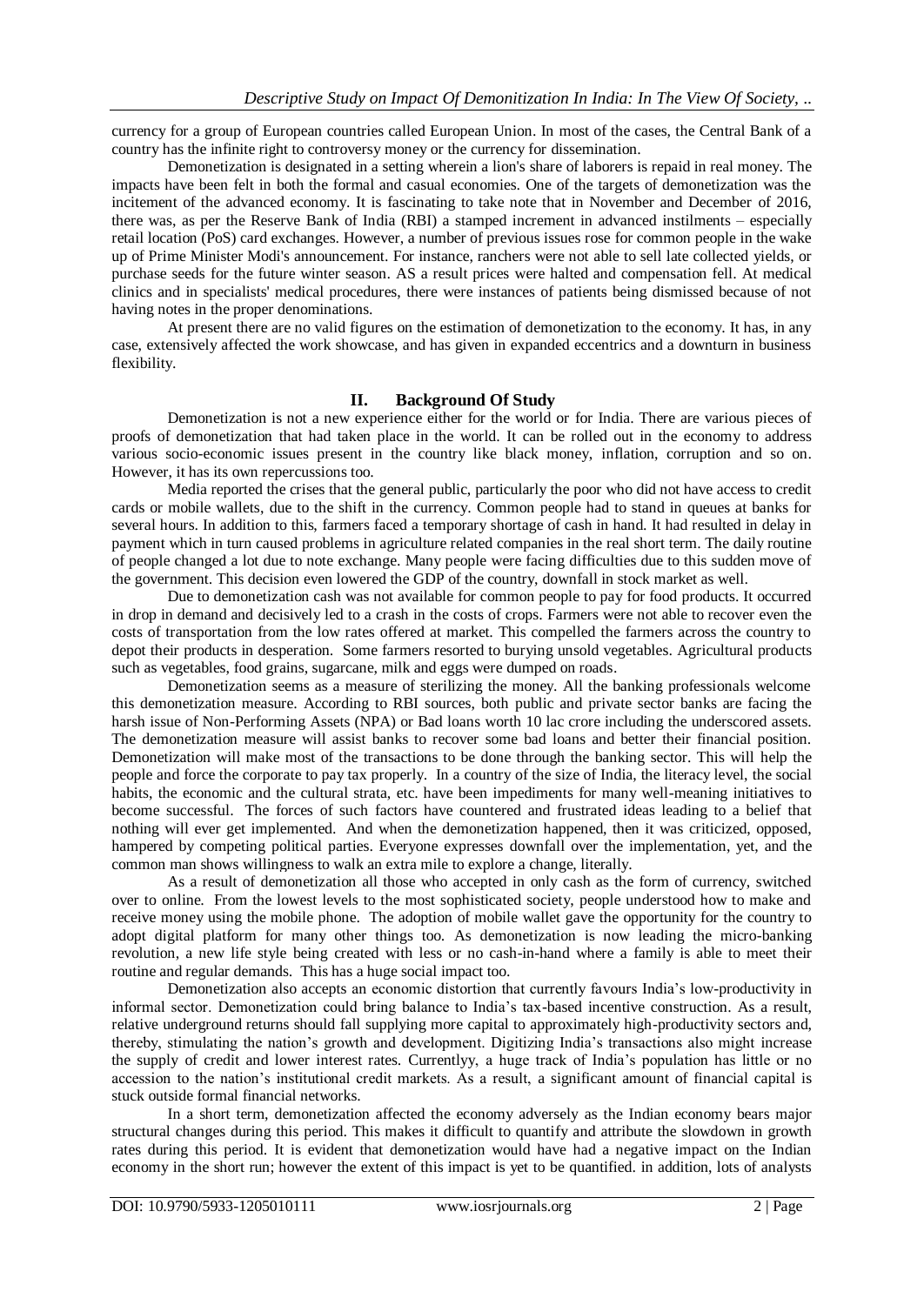currency for a group of European countries called European Union. In most of the cases, the Central Bank of a country has the infinite right to controversy money or the currency for dissemination.

Demonetization is designated in a setting wherein a lion's share of laborers is repaid in real money. The impacts have been felt in both the formal and casual economies. One of the targets of demonetization was the incitement of the advanced economy. It is fascinating to take note that in November and December of 2016, there was, as per the Reserve Bank of India (RBI) a stamped increment in advanced instilments – especially retail location (PoS) card exchanges. However, a number of previous issues rose for common people in the wake up of Prime Minister Modi's announcement. For instance, ranchers were not able to sell late collected yields, or purchase seeds for the future winter season. AS a result prices were halted and compensation fell. At medical clinics and in specialists' medical procedures, there were instances of patients being dismissed because of not having notes in the proper denominations.

At present there are no valid figures on the estimation of demonetization to the economy. It has, in any case, extensively affected the work showcase, and has given in expanded eccentrics and a downturn in business flexibility.

## II. Background Of Study

Demonetization is not a new experience either for the world or for India. There are various pieces of proofs of demonetization that had taken place in the world. It can be rolled out in the economy to address various socio-economic issues present in the country like black money, inflation, corruption and so on. However, it has its own repercussions too.

Media reported the crises that the general public, particularly the poor who did not have access to credit cards or mobile wallets, due to the shift in the currency. Common people had to stand in queues at banks for several hours. In addition to this, farmers faced a temporary shortage of cash in hand. It had resulted in delay in payment which in turn caused problems in agriculture related companies in the real short term. The daily routine of people changed a lot due to note exchange. Many people were facing difficulties due to this sudden move of the government. This decision even lowered the GDP of the country, downfall in stock market as well.

Due to demonetization cash was not available for common people to pay for food products. It occurred in drop in demand and decisively led to a crash in the costs of crops. Farmers were not able to recover even the costs of transportation from the low rates offered at market. This compelled the farmers across the country to depot their products in desperation. Some farmers resorted to burying unsold vegetables. Agricultural products such as vegetables, food grains, sugarcane, milk and eggs were dumped on roads.

Demonetization seems as a measure of sterilizing the money. All the banking professionals welcome this demonetization measure. According to RBI sources, both public and private sector banks are facing the harsh issue of Non-Performing Assets (NPA) or Bad loans worth 10 lac crore including the underscored assets. The demonetization measure will assist banks to recover some bad loans and better their financial position. Demonetization will make most of the transactions to be done through the banking sector. This will help the people and force the corporate to pay tax properly. In a country of the size of India, the literacy level, the social habits, the economic and the cultural strata, etc. have been impediments for many well-meaning initiatives to become successful. The forces of such factors have countered and frustrated ideas leading to a belief that nothing will ever get implemented. And when the demonetization happened, then it was criticized, opposed, hampered by competing political parties. Everyone expresses downfall over the implementation, yet, and the common man shows willingness to walk an extra mile to explore a change, literally.

As a result of demonetization all those who accepted in only cash as the form of currency, switched over to online. From the lowest levels to the most sophisticated society, people understood how to make and receive money using the mobile phone. The adoption of mobile wallet gave the opportunity for the country to adopt digital platform for many other things too. As demonetization is now leading the micro-banking revolution, a new life style being created with less or no cash-in-hand where a family is able to meet their routine and regular demands. This has a huge social impact too.

Demonetization also accepts an economic distortion that currently favours India's low-productivity in informal sector. Demonetization could bring balance to India's tax-based incentive construction. As a result, relative underground returns should fall supplying more capital to approximately high-productivity sectors and, thereby, stimulating the nation's growth and development. Digitizing India's transactions also might increase the supply of credit and lower interest rates. Currentlyy, a huge track of India's population has little or no accession to the nation's institutional credit markets. As a result, a significant amount of financial capital is stuck outside formal financial networks.

In a short term, demonetization affected the economy adversely as the Indian economy bears major structural changes during this period. This makes it difficult to quantify and attribute the slowdown in growth rates during this period. It is evident that demonetization would have had a negative impact on the Indian economy in the short run; however the extent of this impact is yet to be quantified. in addition, lots of analysts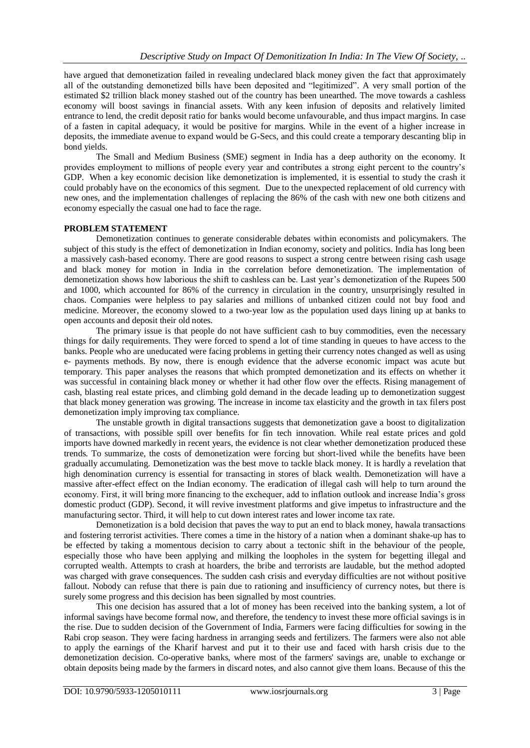have argued that demonetization failed in revealing undeclared black money given the fact that approximately all of the outstanding demonetized bills have been deposited and "legitimized". A very small portion of the estimated $2 trillion black money stashed out of the country has been unearthed. The move towards a cashless economy will boost savings in financial assets. With any keen infusion of deposits and relatively limited entrance to lend, the credit deposit ratio for banks would become unfavourable, and thus impact margins. In case of a fasten in capital adequacy, it would be positive for margins. While in the event of a higher increase in deposits, the immediate avenue to expand would be G-Secs, and this could create a temporary descanting blip in bond yields.

The Small and Medium Business (SME) segment in India has a deep authority on the economy. It provides employment to millions of people every year and contributes a strong eight percent to the country's GDP. When a key economic decision like demonetization is implemented, it is essential to study the crash it could probably have on the economics of this segment. Due to the unexpected replacement of old currency with new ones, and the implementation challenges of replacing the 86% of the cash with new one both citizens and economy especially the casual one had to face the rage.

## PROBLEM STATEMENT

Demonetization continues to generate considerable debates within economists and policymakers. The subject of this study is the effect of demonetization in Indian economy, society and politics. India has long been a massively cash-based economy. There are good reasons to suspect a strong centre between rising cash usage and black money for motion in India in the correlation before demonetization. The implementation of demonetization shows how laborious the shift to cashless can be. Last year's demonetization of the Rupees 500 and 1000, which accounted for 86% of the currency in circulation in the country, unsurprisingly resulted in chaos. Companies were helpless to pay salaries and millions of unbanked citizen could not buy food and medicine. Moreover, the economy slowed to a two-year low as the population used days lining up at banks to open accounts and deposit their old notes.

The primary issue is that people do not have sufficient cash to buy commodities, even the necessary things for daily requirements. They were forced to spend a lot of time standing in queues to have access to the banks. People who are uneducated were facing problems in getting their currency notes changed as well as using e- payments methods. By now, there is enough evidence that the adverse economic impact was acute but temporary. This paper analyses the reasons that which prompted demonetization and its effects on whether it was successful in containing black money or whether it had other flow over the effects. Rising management of cash, blasting real estate prices, and climbing gold demand in the decade leading up to demonetization suggest that black money generation was growing. The increase in income tax elasticity and the growth in tax filers post demonetization imply improving tax compliance.

The unstable growth in digital transactions suggests that demonetization gave a boost to digitalization of transactions, with possible spill over benefits for fin tech innovation. While real estate prices and gold imports have downed markedly in recent years, the evidence is not clear whether demonetization produced these trends. To summarize, the costs of demonetization were forcing but short-lived while the benefits have been gradually accumulating. Demonetization was the best move to tackle black money. It is hardly a revelation that high denomination currency is essential for transacting in stores of black wealth. Demonetization will have a massive after-effect effect on the Indian economy. The eradication of illegal cash will help to turn around the economy. First, it will bring more financing to the exchequer, add to inflation outlook and increase India's gross domestic product (GDP). Second, it will revive investment platforms and give impetus to infrastructure and the manufacturing sector. Third, it will help to cut down interest rates and lower income tax rate.

Demonetization is a bold decision that paves the way to put an end to black money, hawala transactions and fostering terrorist activities. There comes a time in the history of a nation when a dominant shake-up has to be effected by taking a momentous decision to carry about a tectonic shift in the behaviour of the people, especially those who have been applying and milking the loopholes in the system for begetting illegal and corrupted wealth. Attempts to crash at hoarders, the bribe and terrorists are laudable, but the method adopted was charged with grave consequences. The sudden cash crisis and everyday difficulties are not without positive fallout. Nobody can refuse that there is pain due to rationing and insufficiency of currency notes, but there is surely some progress and this decision has been signalled by most countries.

This one decision has assured that a lot of money has been received into the banking system, a lot of informal savings have become formal now, and therefore, the tendency to invest these more official savings is in the rise. Due to sudden decision of the Government of India, Farmers were facing difficulties for sowing in the Rabi crop season. They were facing hardness in arranging seeds and fertilizers. The farmers were also not able to apply the earnings of the Kharif harvest and put it to their use and faced with harsh crisis due to the demonetization decision. Co-operative banks, where most of the farmers' savings are, unable to exchange or obtain deposits being made by the farmers in discard notes, and also cannot give them loans. Because of this the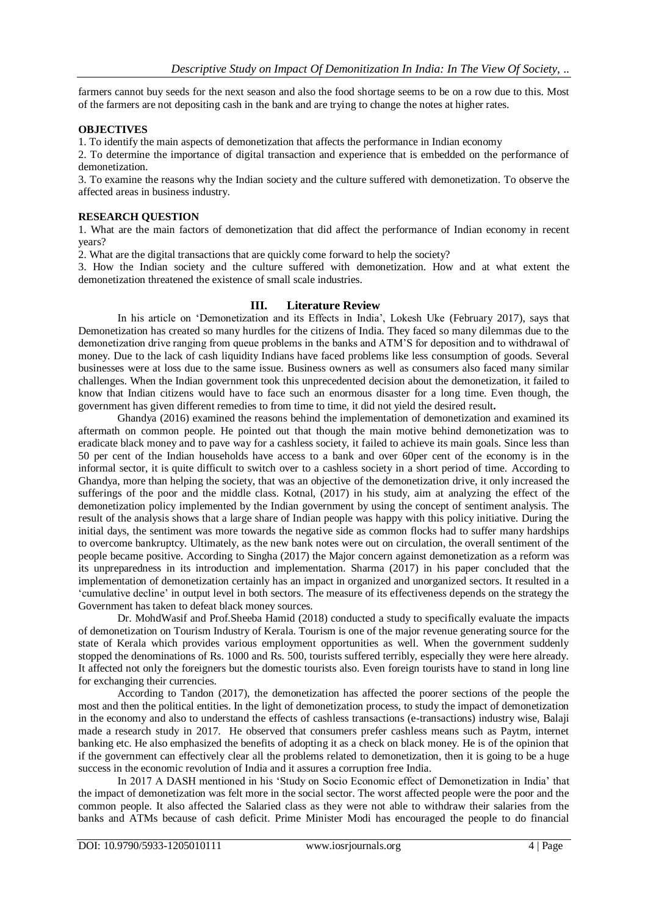farmers cannot buy seeds for the next season and also the food shortage seems to be on a row due to this. Most of the farmers are not depositing cash in the bank and are trying to change the notes at higher rates.

**OBJECTIVES**

1. To identify the main aspects of demonetization that affects the performance in Indian economy
2. To determine the importance of digital transaction and experience that is embedded on the performance of demonetization.
3. To examine the reasons why the Indian society and the culture suffered with demonetization. To observe the affected areas in business industry.

**RESEARCH QUESTION**

1. What are the main factors of demonetization that did affect the performance of Indian economy in recent years?
2. What are the digital transactions that are quickly come forward to help the society?
3. How the Indian society and the culture suffered with demonetization. How and at what extent the demonetization threatened the existence of small scale industries.

## III. Literature Review

In his article on 'Demonetization and its Effects in India', Lokesh Uke (February 2017), says that Demonetization has created so many hurdles for the citizens of India. They faced so many dilemmas due to the demonetization drive ranging from queue problems in the banks and ATM'S for deposition and to withdrawal of money. Due to the lack of cash liquidity Indians have faced problems like less consumption of goods. Several businesses were at loss due to the same issue. Business owners as well as consumers also faced many similar challenges. When the Indian government took this unprecedented decision about the demonetization, it failed to know that Indian citizens would have to face such an enormous disaster for a long time. Even though, the government has given different remedies to from time to time, it did not yield the desired result**.**

Ghandya (2016) examined the reasons behind the implementation of demonetization and examined its aftermath on common people. He pointed out that though the main motive behind demonetization was to eradicate black money and to pave way for a cashless society, it failed to achieve its main goals. Since less than 50 per cent of the Indian households have access to a bank and over 60per cent of the economy is in the informal sector, it is quite difficult to switch over to a cashless society in a short period of time. According to Ghandya, more than helping the society, that was an objective of the demonetization drive, it only increased the sufferings of the poor and the middle class. Kotnal, (2017) in his study, aim at analyzing the effect of the demonetization policy implemented by the Indian government by using the concept of sentiment analysis. The result of the analysis shows that a large share of Indian people was happy with this policy initiative. During the initial days, the sentiment was more towards the negative side as common flocks had to suffer many hardships to overcome bankruptcy. Ultimately, as the new bank notes were out on circulation, the overall sentiment of the people became positive. According to Singha (2017) the Major concern against demonetization as a reform was its unpreparedness in its introduction and implementation. Sharma (2017) in his paper concluded that the implementation of demonetization certainly has an impact in organized and unorganized sectors. It resulted in a 'cumulative decline' in output level in both sectors. The measure of its effectiveness depends on the strategy the Government has taken to defeat black money sources.

Dr. MohdWasif and Prof.Sheeba Hamid (2018) conducted a study to specifically evaluate the impacts of demonetization on Tourism Industry of Kerala. Tourism is one of the major revenue generating source for the state of Kerala which provides various employment opportunities as well. When the government suddenly stopped the denominations of Rs. 1000 and Rs. 500, tourists suffered terribly, especially they were here already. It affected not only the foreigners but the domestic tourists also. Even foreign tourists have to stand in long line for exchanging their currencies.

According to Tandon (2017), the demonetization has affected the poorer sections of the people the most and then the political entities. In the light of demonetization process, to study the impact of demonetization in the economy and also to understand the effects of cashless transactions (e-transactions) industry wise, Balaji made a research study in 2017. He observed that consumers prefer cashless means such as Paytm, internet banking etc. He also emphasized the benefits of adopting it as a check on black money. He is of the opinion that if the government can effectively clear all the problems related to demonetization, then it is going to be a huge success in the economic revolution of India and it assures a corruption free India.

In 2017 A DASH mentioned in his 'Study on Socio Economic effect of Demonetization in India' that the impact of demonetization was felt more in the social sector. The worst affected people were the poor and the common people. It also affected the Salaried class as they were not able to withdraw their salaries from the banks and ATMs because of cash deficit. Prime Minister Modi has encouraged the people to do financial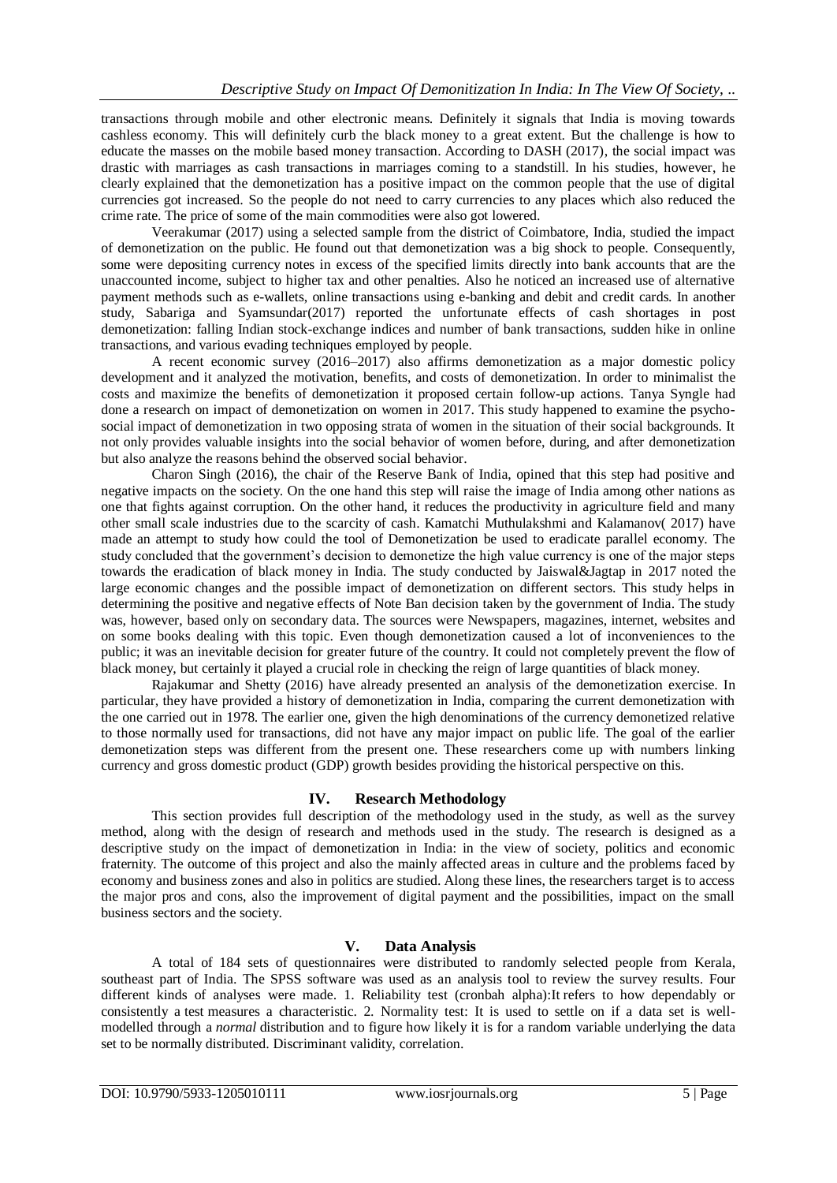transactions through mobile and other electronic means. Definitely it signals that India is moving towards cashless economy. This will definitely curb the black money to a great extent. But the challenge is how to educate the masses on the mobile based money transaction. According to DASH (2017), the social impact was drastic with marriages as cash transactions in marriages coming to a standstill. In his studies, however, he clearly explained that the demonetization has a positive impact on the common people that the use of digital currencies got increased. So the people do not need to carry currencies to any places which also reduced the crime rate. The price of some of the main commodities were also got lowered.

Veerakumar (2017) using a selected sample from the district of Coimbatore, India, studied the impact of demonetization on the public. He found out that demonetization was a big shock to people. Consequently, some were depositing currency notes in excess of the specified limits directly into bank accounts that are the unaccounted income, subject to higher tax and other penalties. Also he noticed an increased use of alternative payment methods such as e-wallets, online transactions using e-banking and debit and credit cards. In another study, Sabariga and Syamsundar(2017) reported the unfortunate effects of cash shortages in post demonetization: falling Indian stock-exchange indices and number of bank transactions, sudden hike in online transactions, and various evading techniques employed by people.

A recent economic survey (2016–2017) also affirms demonetization as a major domestic policy development and it analyzed the motivation, benefits, and costs of demonetization. In order to minimalist the costs and maximize the benefits of demonetization it proposed certain follow-up actions. Tanya Syngle had done a research on impact of demonetization on women in 2017. This study happened to examine the psycho-social impact of demonetization in two opposing strata of women in the situation of their social backgrounds. It not only provides valuable insights into the social behavior of women before, during, and after demonetization but also analyze the reasons behind the observed social behavior.

Charon Singh (2016), the chair of the Reserve Bank of India, opined that this step had positive and negative impacts on the society. On the one hand this step will raise the image of India among other nations as one that fights against corruption. On the other hand, it reduces the productivity in agriculture field and many other small scale industries due to the scarcity of cash. Kamatchi Muthulakshmi and Kalamanov( 2017) have made an attempt to study how could the tool of Demonetization be used to eradicate parallel economy. The study concluded that the government's decision to demonetize the high value currency is one of the major steps towards the eradication of black money in India. The study conducted by Jaiswal&Jagtap in 2017 noted the large economic changes and the possible impact of demonetization on different sectors. This study helps in determining the positive and negative effects of Note Ban decision taken by the government of India. The study was, however, based only on secondary data. The sources were Newspapers, magazines, internet, websites and on some books dealing with this topic. Even though demonetization caused a lot of inconveniences to the public; it was an inevitable decision for greater future of the country. It could not completely prevent the flow of black money, but certainly it played a crucial role in checking the reign of large quantities of black money.

Rajakumar and Shetty (2016) have already presented an analysis of the demonetization exercise. In particular, they have provided a history of demonetization in India, comparing the current demonetization with the one carried out in 1978. The earlier one, given the high denominations of the currency demonetized relative to those normally used for transactions, did not have any major impact on public life. The goal of the earlier demonetization steps was different from the present one. These researchers come up with numbers linking currency and gross domestic product (GDP) growth besides providing the historical perspective on this.

## IV. Research Methodology

This section provides full description of the methodology used in the study, as well as the survey method, along with the design of research and methods used in the study. The research is designed as a descriptive study on the impact of demonetization in India: in the view of society, politics and economic fraternity. The outcome of this project and also the mainly affected areas in culture and the problems faced by economy and business zones and also in politics are studied. Along these lines, the researchers target is to access the major pros and cons, also the improvement of digital payment and the possibilities, impact on the small business sectors and the society.

## V. Data Analysis

A total of 184 sets of questionnaires were distributed to randomly selected people from Kerala, southeast part of India. The SPSS software was used as an analysis tool to review the survey results. Four different kinds of analyses were made. 1. Reliability test (cronbah alpha):It refers to how dependably or consistently a test measures a characteristic. 2. Normality test: It is used to settle on if a data set is well-modelled through a *normal* distribution and to figure how likely it is for a random variable underlying the data set to be normally distributed. Discriminant validity, correlation.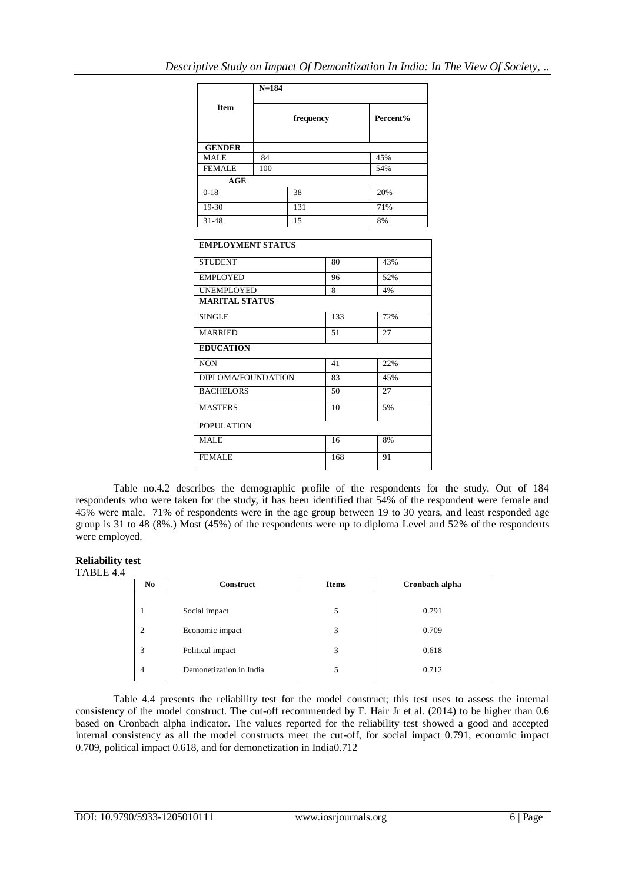| Item | N=184 | |
|---|---|---|
| | frequency | Percent% |
| **GENDER** | | |
| MALE | 84 | 45% |
| FEMALE | 100 | 54% |
| **AGE** | | |
| 0-18 | 38 | 20% |
| 19-30 | 131 | 71% |
| 31-48 | 15 | 8% |

| **EMPLOYMENT STATUS** | | |
|---|---|---|
| STUDENT | 80 | 43% |
| EMPLOYED | 96 | 52% |
| UNEMPLOYED | 8 | 4% |
| **MARITAL STATUS** | | |
| SINGLE | 133 | 72% |
| MARRIED | 51 | 27 |
| **EDUCATION** | | |
| NON | 41 | 22% |
| DIPLOMA/FOUNDATION | 83 | 45% |
| BACHELORS | 50 | 27 |
| MASTERS | 10 | 5% |
| POPULATION | | |
| MALE | 16 | 8% |
| FEMALE | 168 | 91 |

Table no.4.2 describes the demographic profile of the respondents for the study. Out of 184 respondents who were taken for the study, it has been identified that 54% of the respondent were female and 45% were male. 71% of respondents were in the age group between 19 to 30 years, and least responded age group is 31 to 48 (8%.) Most (45%) of the respondents were up to diploma Level and 52% of the respondents were employed.

**Reliability test**

TABLE 4.4

| No | Construct | Items | Cronbach alpha |
|---|---|---|---|
| 1 | Social impact | 5 | 0.791 |
| 2 | Economic impact | 3 | 0.709 |
| 3 | Political impact | 3 | 0.618 |
| 4 | Demonetization in India | 5 | 0.712 |

Table 4.4 presents the reliability test for the model construct; this test uses to assess the internal consistency of the model construct. The cut-off recommended by F. Hair Jr et al. (2014) to be higher than 0.6 based on Cronbach alpha indicator. The values reported for the reliability test showed a good and accepted internal consistency as all the model constructs meet the cut-off, for social impact 0.791, economic impact 0.709, political impact 0.618, and for demonetization in India0.712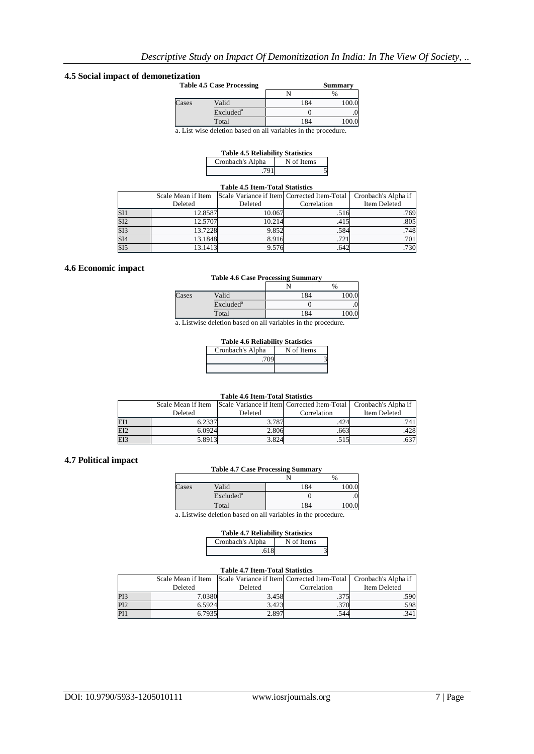## 4.5 Social impact of demonetization

**Table 4.5 Case Processing Summary**

| | | N | % |
|---|---|---|---|
| Cases | Valid | 184 | 100.0 |
| | Excluded[a] | 0 | .0 |
| | Total | 184 | 100.0 |

a. List wise deletion based on all variables in the procedure.

**Table 4.5 Reliability Statistics**

| Cronbach's Alpha | N of Items |
|---|---|
| .791 | 5 |

**Table 4.5 Item-Total Statistics**

| | Scale Mean if Item Deleted | Scale Variance if Item Deleted | Corrected Item-Total Correlation | Cronbach's Alpha if Item Deleted |
|---|---|---|---|---|
| SI1 | 12.8587 | 10.067 | .516 | .769 |
| SI2 | 12.5707 | 10.214 | .415 | .805 |
| SI3 | 13.7228 | 9.852 | .584 | .748 |
| SI4 | 13.1848 | 8.916 | .721 | .701 |
| SI5 | 13.1413 | 9.576 | .642 | .730 |

## 4.6 Economic impact

**Table 4.6 Case Processing Summary**

| | | N | % |
|---|---|---|---|
| Cases | Valid | 184 | 100.0 |
| | Excluded[a] | 0 | .0 |
| | Total | 184 | 100.0 |

a. Listwise deletion based on all variables in the procedure.

**Table 4.6 Reliability Statistics**

| Cronbach's Alpha | N of Items |
|---|---|
| .709 | 3 |

**Table 4.6 Item-Total Statistics**

| | Scale Mean if Item Deleted | Scale Variance if Item Deleted | Corrected Item-Total Correlation | Cronbach's Alpha if Item Deleted |
|---|---|---|---|---|
| EI1 | 6.2337 | 3.787 | .424 | .741 |
| EI2 | 6.0924 | 2.806 | .663 | .428 |
| EI3 | 5.8913 | 3.824 | .515 | .637 |

## 4.7 Political impact

**Table 4.7 Case Processing Summary**

| | | N | % |
|---|---|---|---|
| Cases | Valid | 184 | 100.0 |
| | Excluded[a] | 0 | .0 |
| | Total | 184 | 100.0 |

a. Listwise deletion based on all variables in the procedure.

**Table 4.7 Reliability Statistics**

| Cronbach's Alpha | N of Items |
|---|---|
| .618 | 3 |

**Table 4.7 Item-Total Statistics**

| | Scale Mean if Item Deleted | Scale Variance if Item Deleted | Corrected Item-Total Correlation | Cronbach's Alpha if Item Deleted |
|---|---|---|---|---|
| PI3 | 7.0380 | 3.458 | .375 | .590 |
| PI2 | 6.5924 | 3.423 | .370 | .598 |
| PI1 | 6.7935 | 2.897 | .544 | .341 |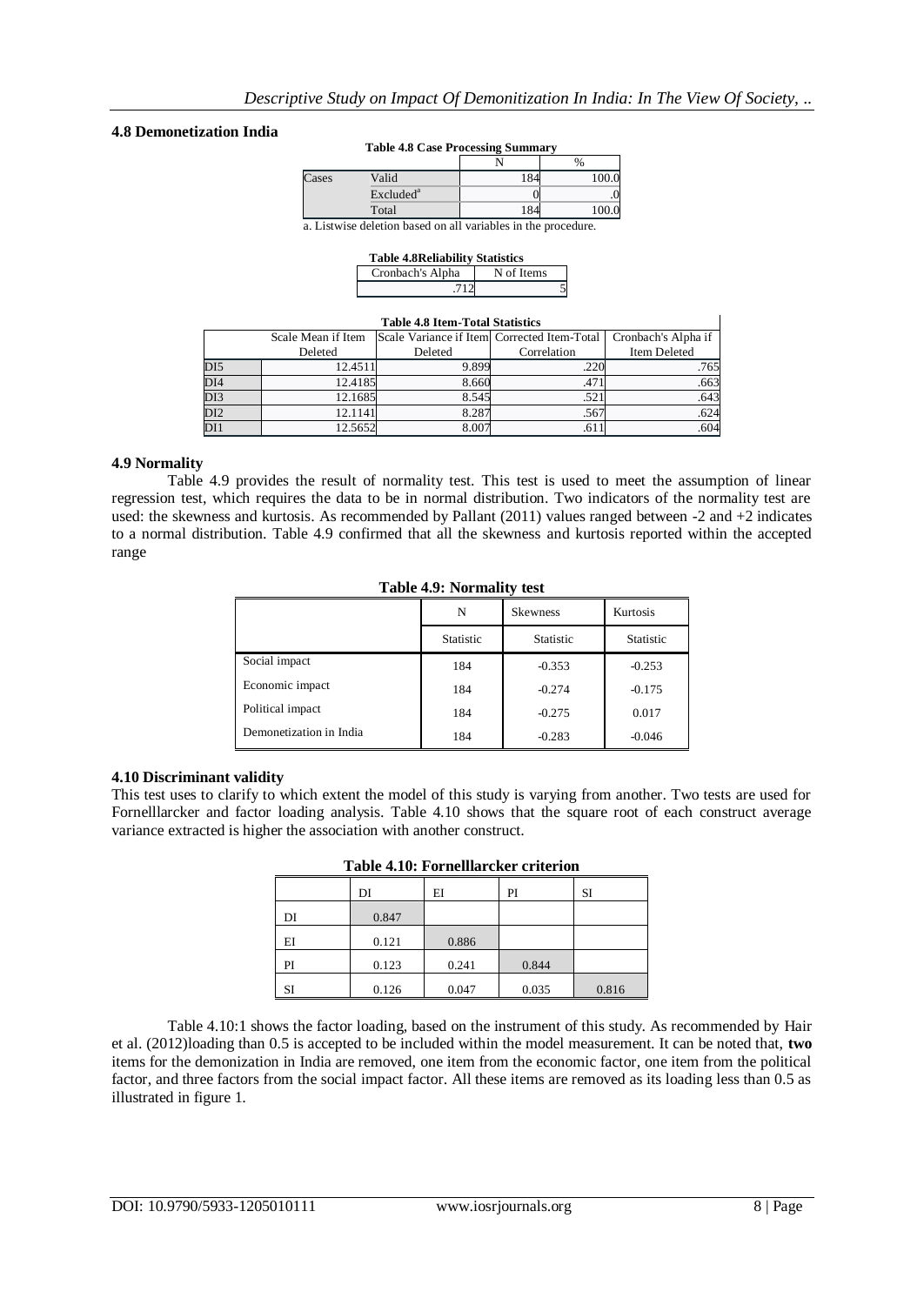### 4.8 Demonetization India

**Table 4.8 Case Processing Summary**

| | | N | % |
|---|---|---|---|
| Cases | Valid | 184 | 100.0 |
| | Excluded[a] | 0 | .0 |
| | Total | 184 | 100.0 |

a. Listwise deletion based on all variables in the procedure.

**Table 4.8Reliability Statistics**

| Cronbach's Alpha | N of Items |
|---|---|
| .712 | 5 |

**Table 4.8 Item-Total Statistics**

| | Scale Mean if Item Deleted | Scale Variance if Item Deleted | Corrected Item-Total Correlation | Cronbach's Alpha if Item Deleted |
|---|---|---|---|---|
| DI5 | 12.4511 | 9.899 | .220 | .765 |
| DI4 | 12.4185 | 8.660 | .471 | .663 |
| DI3 | 12.1685 | 8.545 | .521 | .643 |
| DI2 | 12.1141 | 8.287 | .567 | .624 |
| DI1 | 12.5652 | 8.007 | .611 | .604 |

### 4.9 Normality

Table 4.9 provides the result of normality test. This test is used to meet the assumption of linear regression test, which requires the data to be in normal distribution. Two indicators of the normality test are used: the skewness and kurtosis. As recommended by Pallant (2011) values ranged between -2 and +2 indicates to a normal distribution. Table 4.9 confirmed that all the skewness and kurtosis reported within the accepted range

**Table 4.9: Normality test**

| | N | Skewness | Kurtosis |
|---|---|---|---|
| | Statistic | Statistic | Statistic |
| Social impact | 184 | -0.353 | -0.253 |
| Economic impact | 184 | -0.274 | -0.175 |
| Political impact | 184 | -0.275 | 0.017 |
| Demonetization in India | 184 | -0.283 | -0.046 |

### 4.10 Discriminant validity

This test uses to clarify to which extent the model of this study is varying from another. Two tests are used for Fornelllarcker and factor loading analysis. Table 4.10 shows that the square root of each construct average variance extracted is higher the association with another construct.

**Table 4.10: Fornelllarcker criterion**

| | DI | EI | PI | SI |
|---|---|---|---|---|
| DI | 0.847 | | | |
| EI | 0.121 | 0.886 | | |
| PI | 0.123 | 0.241 | 0.844 | |
| SI | 0.126 | 0.047 | 0.035 | 0.816 |

Table 4.10:1 shows the factor loading, based on the instrument of this study. As recommended by Hair et al. (2012)loading than 0.5 is accepted to be included within the model measurement. It can be noted that, **two** items for the demonization in India are removed, one item from the economic factor, one item from the political factor, and three factors from the social impact factor. All these items are removed as its loading less than 0.5 as illustrated in figure 1.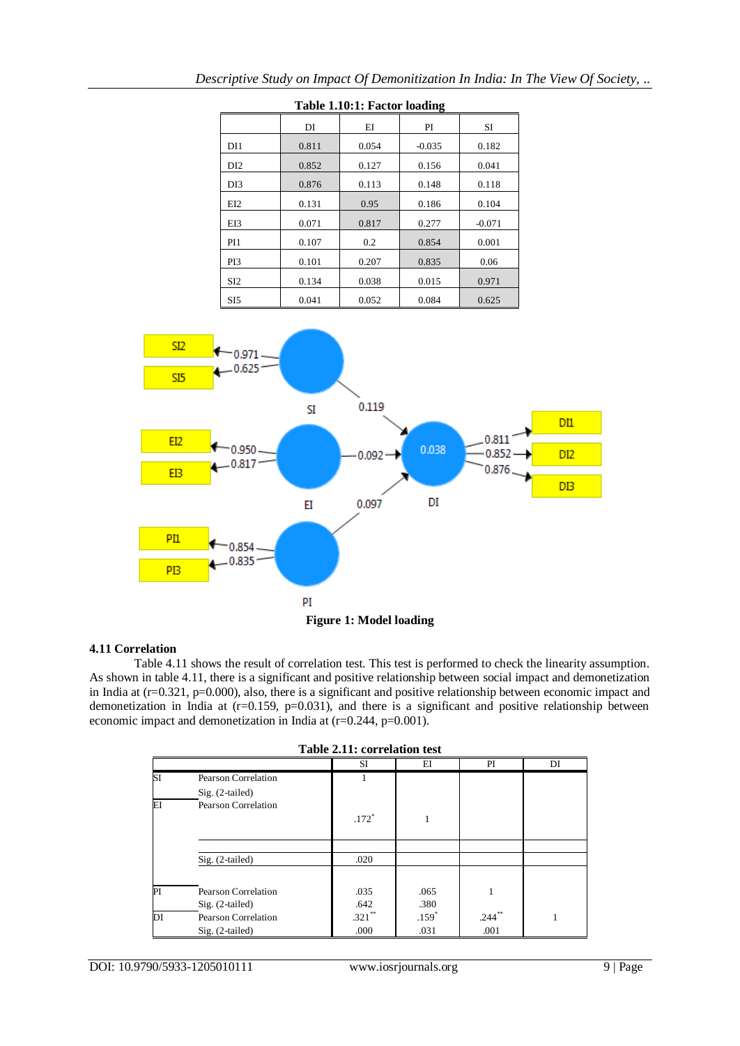**Table 1.10:1: Factor loading**

| | DI | EI | PI | SI |
|---|---|---|---|---|
| DI1 | 0.811 | 0.054 | -0.035 | 0.182 |
| DI2 | 0.852 | 0.127 | 0.156 | 0.041 |
| DI3 | 0.876 | 0.113 | 0.148 | 0.118 |
| EI2 | 0.131 | 0.95 | 0.186 | 0.104 |
| EI3 | 0.071 | 0.817 | 0.277 | -0.071 |
| PI1 | 0.107 | 0.2 | 0.854 | 0.001 |
| PI3 | 0.101 | 0.207 | 0.835 | 0.06 |
| SI2 | 0.134 | 0.038 | 0.015 | 0.971 |
| SI5 | 0.041 | 0.052 | 0.084 | 0.625 |

**Figure 1: Model loading**

### 4.11 Correlation

Table 4.11 shows the result of correlation test. This test is performed to check the linearity assumption. As shown in table 4.11, there is a significant and positive relationship between social impact and demonetization in India at (r=0.321, p=0.000), also, there is a significant and positive relationship between economic impact and demonetization in India at (r=0.159, p=0.031), and there is a significant and positive relationship between economic impact and demonetization in India at (r=0.244, p=0.001).

**Table 2.11: correlation test**

| | | SI | EI | PI | DI |
|---|---|---|---|---|---|
| SI | Pearson Correlation | 1 | | | |
| | Sig. (2-tailed) | | | | |
| EI | Pearson Correlation | .172* | 1 | | |
| | Sig. (2-tailed) | .020 | | | |
| PI | Pearson Correlation | .035 | .065 | 1 | |
| | Sig. (2-tailed) | .642 | .380 | | |
| DI | Pearson Correlation | .321** | .159* | .244** | 1 |
| | Sig. (2-tailed) | .000 | .031 | .001 | |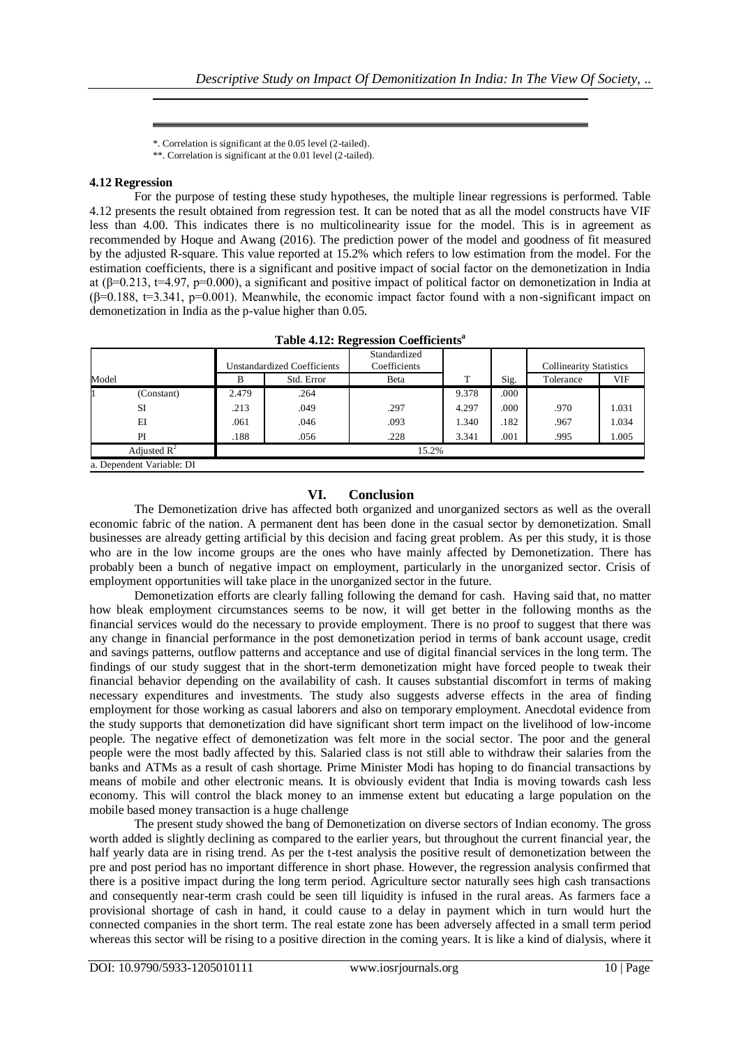\*. Correlation is significant at the 0.05 level (2-tailed).

\*\*. Correlation is significant at the 0.01 level (2-tailed).

**4.12 Regression**

For the purpose of testing these study hypotheses, the multiple linear regressions is performed. Table 4.12 presents the result obtained from regression test. It can be noted that as all the model constructs have VIF less than 4.00. This indicates there is no multicolinearity issue for the model. This is in agreement as recommended by Hoque and Awang (2016). The prediction power of the model and goodness of fit measured by the adjusted R-square. This value reported at 15.2% which refers to low estimation from the model. For the estimation coefficients, there is a significant and positive impact of social factor on the demonetization in India at (β=0.213, t=4.97, p=0.000), a significant and positive impact of political factor on demonetization in India at (β=0.188, t=3.341, p=0.001). Meanwhile, the economic impact factor found with a non-significant impact on demonetization in India as the p-value higher than 0.05.

**Table 4.12: Regression Coefficients[a]**

| Model | | Unstandardized Coefficients | | Standardized Coefficients | T | Sig. | Collinearity Statistics | |
|---|---|---|---|---|---|---|---|---|
| | | B | Std. Error | Beta | | | Tolerance | VIF |
| 1 | (Constant) | 2.479 | .264 | | 9.378 | .000 | | |
| | SI | .213 | .049 | .297 | 4.297 | .000 | .970 | 1.031 |
| | EI | .061 | .046 | .093 | 1.340 | .182 | .967 | 1.034 |
| | PI | .188 | .056 | .228 | 3.341 | .001 | .995 | 1.005 |
| | Adjusted $R^2$ | 15.2% | | | | | | |

a. Dependent Variable: DI

## VI. Conclusion

The Demonetization drive has affected both organized and unorganized sectors as well as the overall economic fabric of the nation. A permanent dent has been done in the casual sector by demonetization. Small businesses are already getting artificial by this decision and facing great problem. As per this study, it is those who are in the low income groups are the ones who have mainly affected by Demonetization. There has probably been a bunch of negative impact on employment, particularly in the unorganized sector. Crisis of employment opportunities will take place in the unorganized sector in the future.

Demonetization efforts are clearly falling following the demand for cash. Having said that, no matter how bleak employment circumstances seems to be now, it will get better in the following months as the financial services would do the necessary to provide employment. There is no proof to suggest that there was any change in financial performance in the post demonetization period in terms of bank account usage, credit and savings patterns, outflow patterns and acceptance and use of digital financial services in the long term. The findings of our study suggest that in the short-term demonetization might have forced people to tweak their financial behavior depending on the availability of cash. It causes substantial discomfort in terms of making necessary expenditures and investments. The study also suggests adverse effects in the area of finding employment for those working as casual laborers and also on temporary employment. Anecdotal evidence from the study supports that demonetization did have significant short term impact on the livelihood of low-income people. The negative effect of demonetization was felt more in the social sector. The poor and the general people were the most badly affected by this. Salaried class is not still able to withdraw their salaries from the banks and ATMs as a result of cash shortage. Prime Minister Modi has hoping to do financial transactions by means of mobile and other electronic means. It is obviously evident that India is moving towards cash less economy. This will control the black money to an immense extent but educating a large population on the mobile based money transaction is a huge challenge

The present study showed the bang of Demonetization on diverse sectors of Indian economy. The gross worth added is slightly declining as compared to the earlier years, but throughout the current financial year, the half yearly data are in rising trend. As per the t-test analysis the positive result of demonetization between the pre and post period has no important difference in short phase. However, the regression analysis confirmed that there is a positive impact during the long term period. Agriculture sector naturally sees high cash transactions and consequently near-term crash could be seen till liquidity is infused in the rural areas. As farmers face a provisional shortage of cash in hand, it could cause to a delay in payment which in turn would hurt the connected companies in the short term. The real estate zone has been adversely affected in a small term period whereas this sector will be rising to a positive direction in the coming years. It is like a kind of dialysis, where it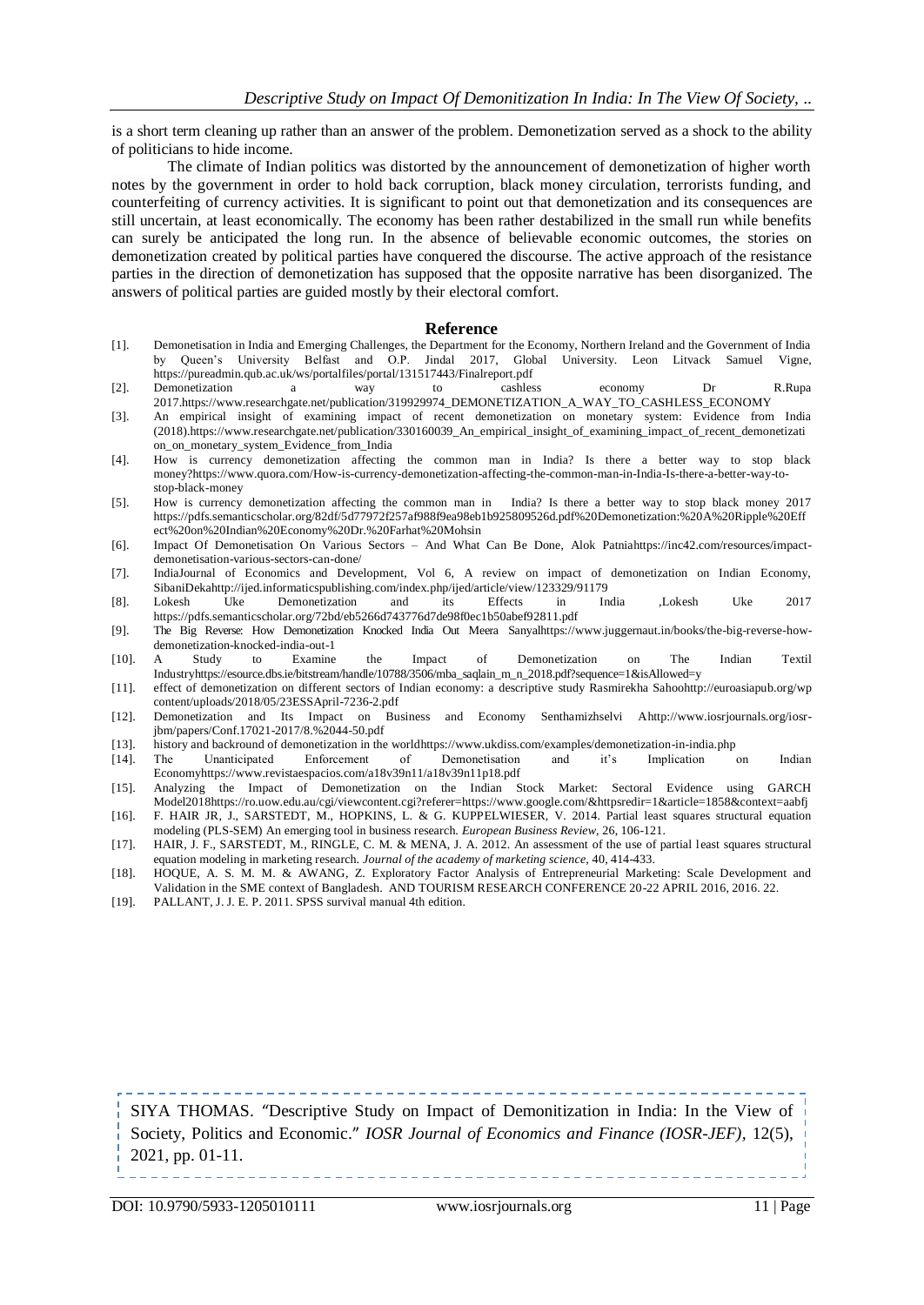is a short term cleaning up rather than an answer of the problem. Demonetization served as a shock to the ability of politicians to hide income.

The climate of Indian politics was distorted by the announcement of demonetization of higher worth notes by the government in order to hold back corruption, black money circulation, terrorists funding, and counterfeiting of currency activities. It is significant to point out that demonetization and its consequences are still uncertain, at least economically. The economy has been rather destabilized in the small run while benefits can surely be anticipated the long run. In the absence of believable economic outcomes, the stories on demonetization created by political parties have conquered the discourse. The active approach of the resistance parties in the direction of demonetization has supposed that the opposite narrative has been disorganized. The answers of political parties are guided mostly by their electoral comfort.

## Reference

[1]. Demonetisation in India and Emerging Challenges, the Department for the Economy, Northern Ireland and the Government of India by Queen's University Belfast and O.P. Jindal 2017, Global University. Leon Litvack Samuel Vigne, https://pureadmin.qub.ac.uk/ws/portalfiles/portal/131517443/Finalreport.pdf

[2]. Demonetization a way to cashless economy Dr R.Rupa 2017.https://www.researchgate.net/publication/319929974_DEMONETIZATION_A_WAY_TO_CASHLESS_ECONOMY

[3]. An empirical insight of examining impact of recent demonetization on monetary system: Evidence from India (2018).https://www.researchgate.net/publication/330160039_An_empirical_insight_of_examining_impact_of_recent_demonetization_on_monetary_system_Evidence_from_India

[4]. How is currency demonetization affecting the common man in India? Is there a better way to stop black money?https://www.quora.com/How-is-currency-demonetization-affecting-the-common-man-in-India-Is-there-a-better-way-to-stop-black-money

[5]. How is currency demonetization affecting the common man in India? Is there a better way to stop black money 2017 https://pdfs.semanticscholar.org/82df/5d77972f257af988f9ea98eb1b925809526d.pdf%20Demonetization:%20A%20Ripple%20Effect%20on%20Indian%20Economy%20Dr.%20Farhat%20Mohsin

[6]. Impact Of Demonetisation On Various Sectors – And What Can Be Done, Alok Patniahttps://inc42.com/resources/impact-demonetisation-various-sectors-can-done/

[7]. IndiaJournal of Economics and Development, Vol 6, A review on impact of demonetization on Indian Economy, SibaniDekahttp://ijed.informaticspublishing.com/index.php/ijed/article/view/123329/91179

[8]. Lokesh Uke Demonetization and its Effects in India ,Lokesh Uke 2017 https://pdfs.semanticscholar.org/72bd/eb5266d743776d7de98f0ec1b50abef92811.pdf

[9]. The Big Reverse: How Demonetization Knocked India Out Meera Sanyalhttps://www.juggernaut.in/books/the-big-reverse-how-demonetization-knocked-india-out-1

[10]. A Study to Examine the Impact of Demonetization on The Indian Textil Industryhttps://esource.dbs.ie/bitstream/handle/10788/3506/mba_saqlain_m_n_2018.pdf?sequence=1&isAllowed=y

[11]. effect of demonetization on different sectors of Indian economy: a descriptive study Rasmirekha Sahoohttp://euroasiapub.org/wp content/uploads/2018/05/23ESSApril-7236-2.pdf

[12]. Demonetization and Its Impact on Business and Economy Senthamizhselvi Ahttp://www.iosrjournals.org/iosr-jbm/papers/Conf.17021-2017/8.%2044-50.pdf

[13]. history and backround of demonetization in the worldhttps://www.ukdiss.com/examples/demonetization-in-india.php

[14]. The Unanticipated Enforcement of Demonetisation and it's Implication on Indian Economyhttps://www.revistaespacios.com/a18v39n11/a18v39n11p18.pdf

[15]. Analyzing the Impact of Demonetization on the Indian Stock Market: Sectoral Evidence using GARCH Model2018https://ro.uow.edu.au/cgi/viewcontent.cgi?referer=https://www.google.com/&httpsredir=1&article=1858&context=aabfj

[16]. F. HAIR JR, J., SARSTEDT, M., HOPKINS, L. & G. KUPPELWIESER, V. 2014. Partial least squares structural equation modeling (PLS-SEM) An emerging tool in business research. *European Business Review*, 26, 106-121.

[17]. HAIR, J. F., SARSTEDT, M., RINGLE, C. M. & MENA, J. A. 2012. An assessment of the use of partial least squares structural equation modeling in marketing research. *Journal of the academy of marketing science*, 40, 414-433.

[18]. HOQUE, A. S. M. M. & AWANG, Z. Exploratory Factor Analysis of Entrepreneurial Marketing: Scale Development and Validation in the SME context of Bangladesh. AND TOURISM RESEARCH CONFERENCE 20-22 APRIL 2016, 2016. 22.

[19]. PALLANT, J. J. E. P. 2011. SPSS survival manual 4th edition.

SIYA THOMAS. "Descriptive Study on Impact of Demonitization in India: In the View of Society, Politics and Economic." *IOSR Journal of Economics and Finance (IOSR-JEF)*, 12(5), 2021, pp. 01-11.